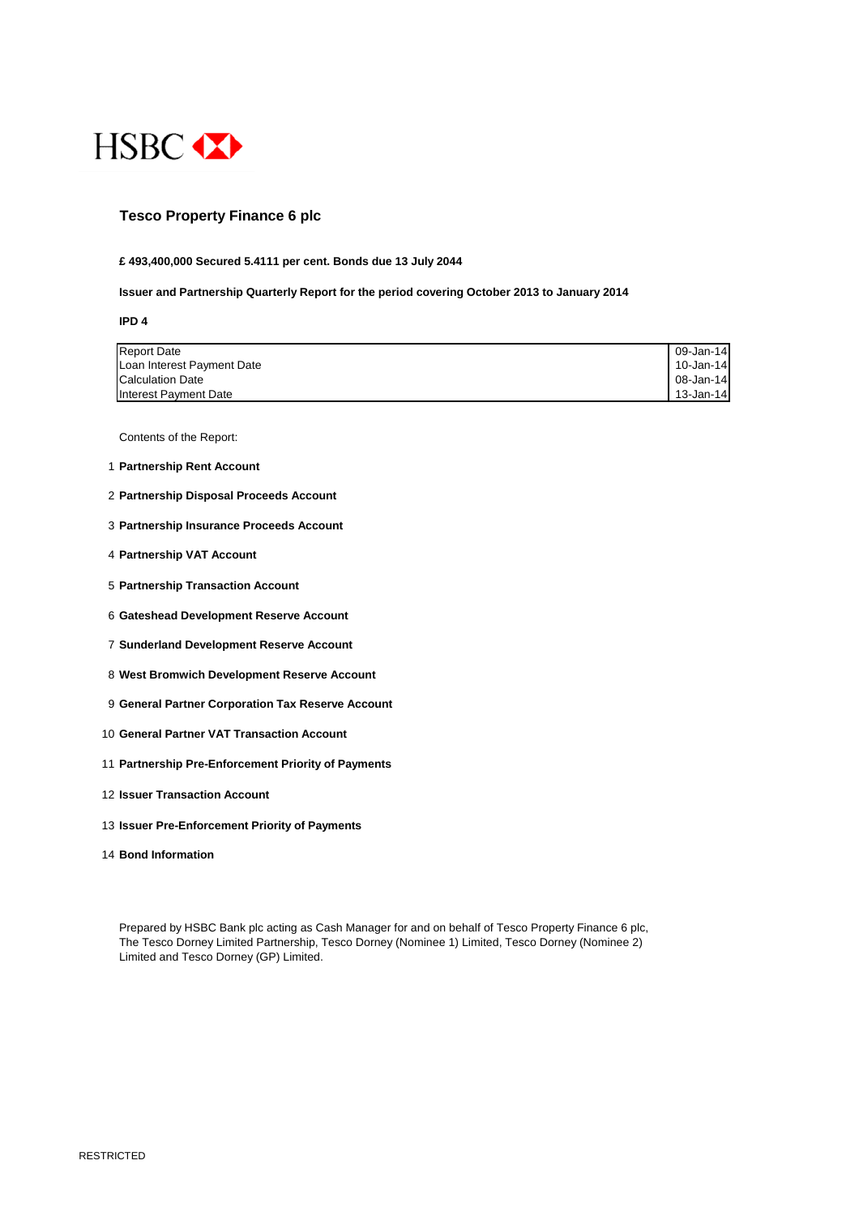HSBC

# Tesco Property Finance 6 plc

**£ 493,400,000 Secured 5.4111 per cent. Bonds due 13 July 2044**

**Issuer and Partnership Quarterly Report for the period covering October 2013 to January 2014**

**IPD 4**

| | |
|---|---|
| Report Date | 09-Jan-14 |
| Loan Interest Payment Date | 10-Jan-14 |
| Calculation Date | 08-Jan-14 |
| Interest Payment Date | 13-Jan-14 |

Contents of the Report:

1. **Partnership Rent Account**
2. **Partnership Disposal Proceeds Account**
3. **Partnership Insurance Proceeds Account**
4. **Partnership VAT Account**
5. **Partnership Transaction Account**
6. **Gateshead Development Reserve Account**
7. **Sunderland Development Reserve Account**
8. **West Bromwich Development Reserve Account**
9. **General Partner Corporation Tax Reserve Account**
10. **General Partner VAT Transaction Account**
11. **Partnership Pre-Enforcement Priority of Payments**
12. **Issuer Transaction Account**
13. **Issuer Pre-Enforcement Priority of Payments**
14. **Bond Information**

Prepared by HSBC Bank plc acting as Cash Manager for and on behalf of Tesco Property Finance 6 plc, The Tesco Dorney Limited Partnership, Tesco Dorney (Nominee 1) Limited, Tesco Dorney (Nominee 2) Limited and Tesco Dorney (GP) Limited.

RESTRICTED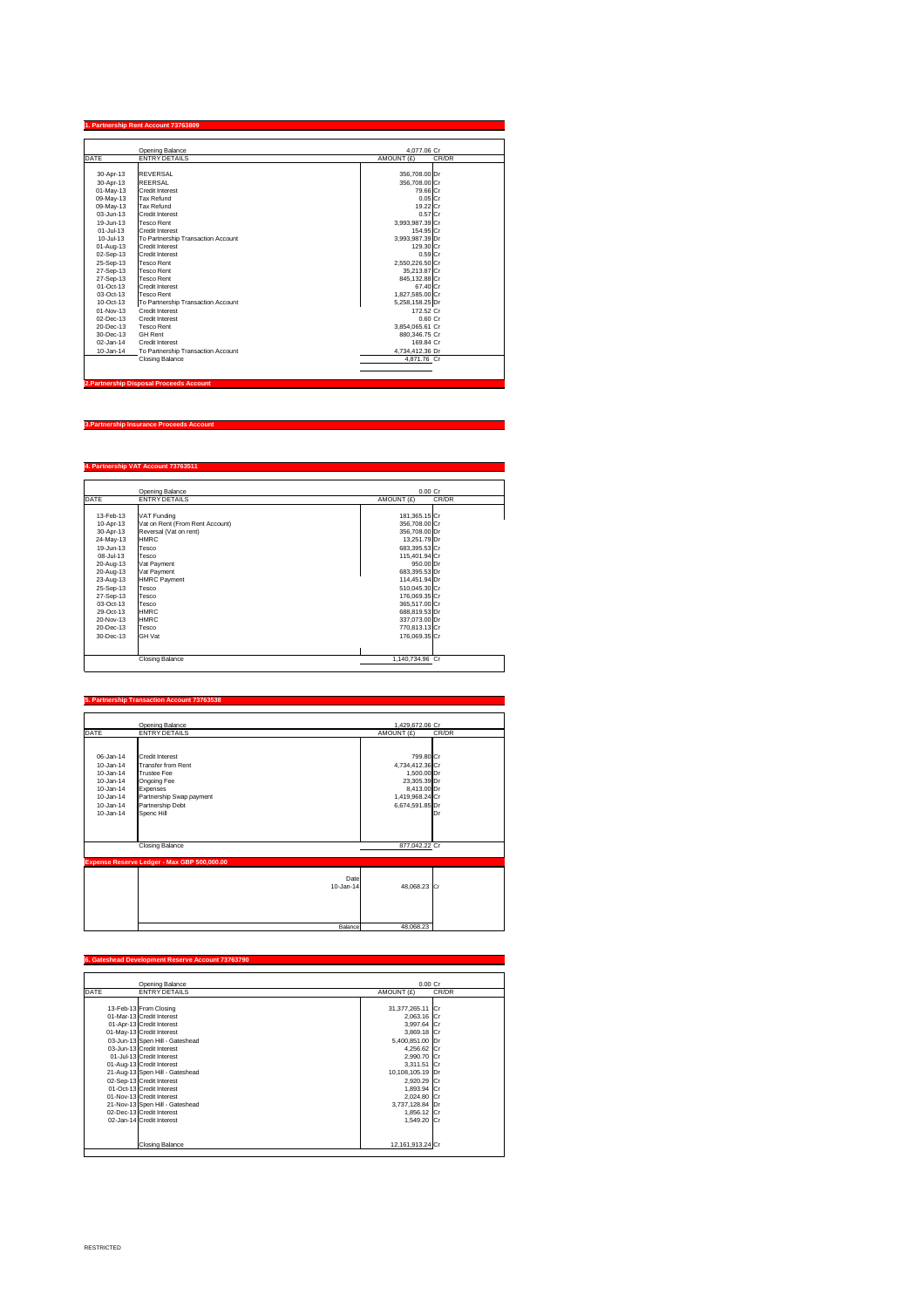## 1. Partnership Rent Account 73763809

| DATE | ENTRY DETAILS | AMOUNT (£) | CR/DR |
|---|---|---|---|
| | Opening Balance | 4,077.06 | Cr |
| 30-Apr-13 | REVERSAL | 356,708.00 | Dr |
| 30-Apr-13 | REERSAL | 356,708.00 | Cr |
| 01-May-13 | Credit Interest | 79.66 | Cr |
| 09-May-13 | Tax Refund | 0.05 | Cr |
| 09-May-13 | Tax Refund | 19.22 | Cr |
| 03-Jun-13 | Credit Interest | 0.57 | Cr |
| 19-Jun-13 | Tesco Rent | 3,993,987.39 | Cr |
| 01-Jul-13 | Credit Interest | 154.95 | Cr |
| 10-Jul-13 | To Partnership Transaction Account | 3,993,987.39 | Dr |
| 01-Aug-13 | Credit Interest | 129.30 | Cr |
| 02-Sep-13 | Credit Interest | 0.59 | Cr |
| 25-Sep-13 | Tesco Rent | 2,550,226.50 | Cr |
| 27-Sep-13 | Tesco Rent | 35,213.87 | Cr |
| 27-Sep-13 | Tesco Rent | 845,132.88 | Cr |
| 01-Oct-13 | Credit Interest | 67.40 | Cr |
| 03-Oct-13 | Tesco Rent | 1,827,585.00 | Cr |
| 10-Oct-13 | To Partnership Transaction Account | 5,258,158.25 | Dr |
| 01-Nov-13 | Credit Interest | 172.52 | Cr |
| 02-Dec-13 | Credit Interest | 0.60 | Cr |
| 20-Dec-13 | Tesco Rent | 3,854,065.61 | Cr |
| 30-Dec-13 | GH Rent | 880,346.75 | Cr |
| 02-Jan-14 | Credit Interest | 169.84 | Cr |
| 10-Jan-14 | To Partnership Transaction Account | 4,734,412.36 | Dr |
| | Closing Balance | 4,871.76 | Cr |

## 2.Partnership Disposal Proceeds Account

## 3.Partnership Insurance Proceeds Account

## 4. Partnership VAT Account 73763511

| DATE | ENTRY DETAILS | AMOUNT (£) | CR/DR |
|---|---|---|---|
| | Opening Balance | 0.00 | Cr |
| 13-Feb-13 | VAT Funding | 181,365.15 | Cr |
| 10-Apr-13 | Vat on Rent (From Rent Account) | 356,708.00 | Cr |
| 30-Apr-13 | Reversal (Vat on rent) | 356,708.00 | Dr |
| 24-May-13 | HMRC | 13,251.79 | Dr |
| 19-Jun-13 | Tesco | 683,395.53 | Cr |
| 08-Jul-13 | Tesco | 115,401.94 | Cr |
| 20-Aug-13 | Vat Payment | 950.00 | Dr |
| 20-Aug-13 | Vat Payment | 683,395.53 | Dr |
| 23-Aug-13 | HMRC Payment | 114,451.94 | Dr |
| 25-Sep-13 | Tesco | 510,045.30 | Cr |
| 27-Sep-13 | Tesco | 176,069.35 | Cr |
| 03-Oct-13 | Tesco | 365,517.00 | Cr |
| 29-Oct-13 | HMRC | 688,819.53 | Dr |
| 20-Nov-13 | HMRC | 337,073.00 | Dr |
| 20-Dec-13 | Tesco | 770,813.13 | Cr |
| 30-Dec-13 | GH Vat | 176,069.35 | Cr |
| | Closing Balance | 1,140,734.96 | Cr |

## 5. Partnership Transaction Account 73763538

| DATE | ENTRY DETAILS | AMOUNT (£) | CR/DR |
|---|---|---|---|
| | Opening Balance | 1,429,672.06 | Cr |
| 06-Jan-14 | Credit Interest | 799.80 | Cr |
| 10-Jan-14 | Transfer from Rent | 4,734,412.36 | Cr |
| 10-Jan-14 | Trustee Fee | 1,500.00 | Dr |
| 10-Jan-14 | Ongoing Fee | 23,305.39 | Dr |
| 10-Jan-14 | Expenses | 8,413.00 | Dr |
| 10-Jan-14 | Partnership Swap payment | 1,419,968.24 | Cr |
| 10-Jan-14 | Partnership Debt | 6,674,591.85 | Dr |
| 10-Jan-14 | Spenc Hill | | Dr |
| | Closing Balance | 877,042.22 | Cr |

### Expense Reserve Ledger - Max GBP 500,000.00

| Date | | |
|---|---|---|
| 10-Jan-14 | 48,068.23 | Cr |
| Balance | 48,068.23 | |

## 6. Gateshead Development Reserve Account 73763790

| DATE | ENTRY DETAILS | AMOUNT (£) | CR/DR |
|---|---|---|---|
| | Opening Balance | 0.00 | Cr |
| 13-Feb-13 | From Closing | 31,377,265.11 | Cr |
| 01-Mar-13 | Credit Interest | 2,063.16 | Cr |
| 01-Apr-13 | Credit Interest | 3,997.64 | Cr |
| 01-May-13 | Credit Interest | 3,869.18 | Cr |
| 03-Jun-13 | Spen Hill - Gateshead | 5,400,851.00 | Dr |
| 03-Jun-13 | Credit Interest | 4,256.62 | Cr |
| 01-Jul-13 | Credit Interest | 2,990.70 | Cr |
| 01-Aug-13 | Credit Interest | 3,311.51 | Cr |
| 21-Aug-13 | Spen Hill - Gateshead | 10,108,105.19 | Dr |
| 02-Sep-13 | Credit Interest | 2,920.29 | Cr |
| 01-Oct-13 | Credit Interest | 1,893.94 | Cr |
| 01-Nov-13 | Credit Interest | 2,024.80 | Cr |
| 21-Nov-13 | Spen Hill - Gateshead | 3,737,128.84 | Dr |
| 02-Dec-13 | Credit Interest | 1,856.12 | Cr |
| 02-Jan-14 | Credit Interest | 1,549.20 | Cr |
| | Closing Balance | 12,161,913.24 | Cr |

RESTRICTED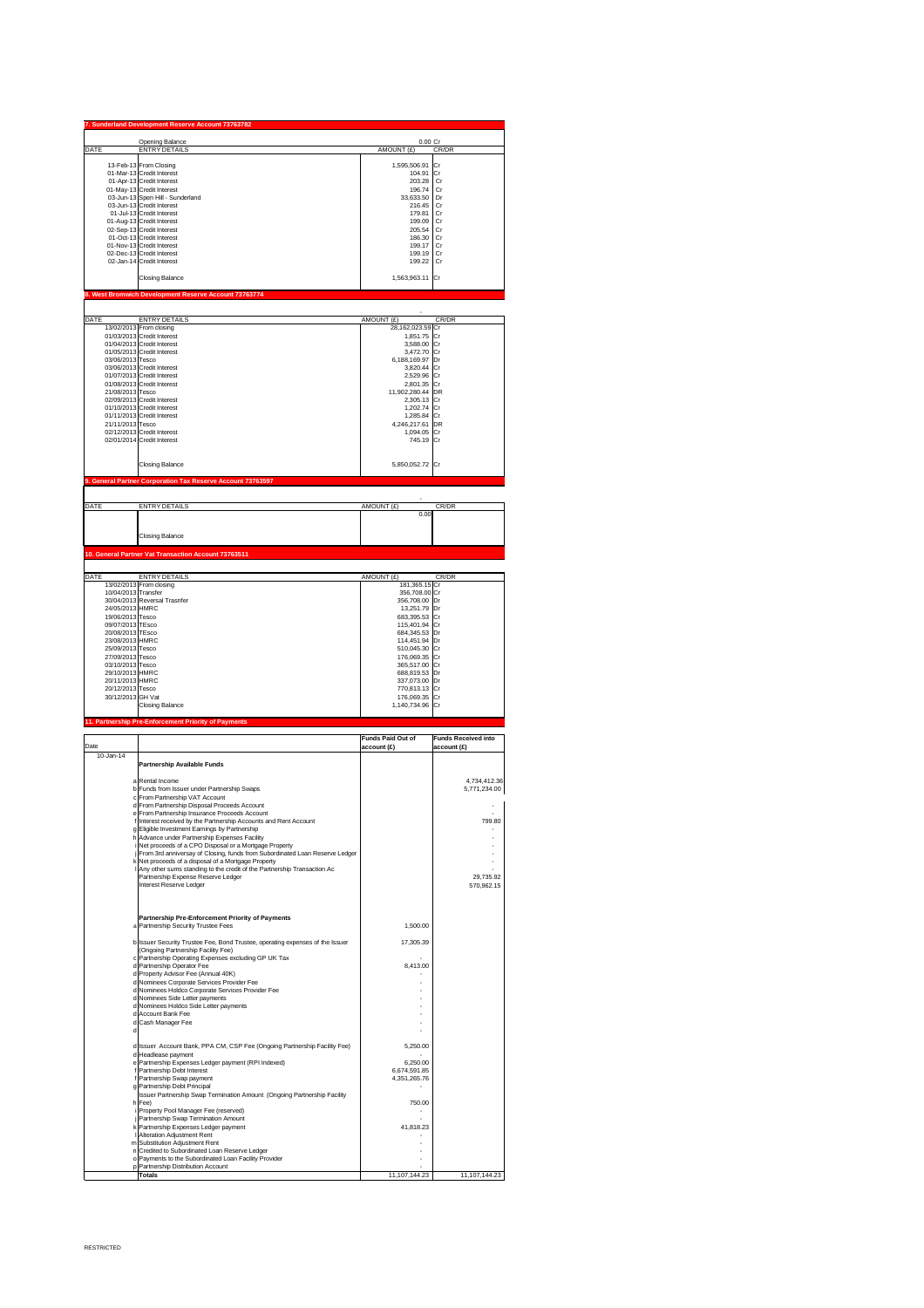## 7. Sunderland Development Reserve Account 73763782

| DATE | ENTRY DETAILS | AMOUNT (£) | CR/DR |
|---|---|---|---|
| | Opening Balance | 0.00 | Cr |
| 13-Feb-13 | From Closing | 1,595,506.91 | Cr |
| 01-Mar-13 | Credit Interest | 104.91 | Cr |
| 01-Apr-13 | Credit Interest | 203.28 | Cr |
| 01-May-13 | Credit Interest | 196.74 | Cr |
| 03-Jun-13 | Spen Hill - Sunderland | 33,633.50 | Dr |
| 03-Jun-13 | Credit Interest | 216.45 | Cr |
| 01-Jul-13 | Credit Interest | 179.81 | Cr |
| 01-Aug-13 | Credit Interest | 199.09 | Cr |
| 02-Sep-13 | Credit Interest | 205.54 | Cr |
| 01-Oct-13 | Credit Interest | 186.30 | Cr |
| 01-Nov-13 | Credit Interest | 199.17 | Cr |
| 02-Dec-13 | Credit Interest | 199.19 | Cr |
| 02-Jan-14 | Credit Interest | 199.22 | Cr |
| | Closing Balance | 1,563,963.11 | Cr |

## 8. West Bromwich Development Reserve Account 73763774

| DATE | ENTRY DETAILS | AMOUNT (£) | CR/DR |
|---|---|---|---|
| 13/02/2013 | From closing | 28,162,023.59 | Cr |
| 01/03/2013 | Credit Interest | 1,851.75 | Cr |
| 01/04/2013 | Credit Interest | 3,588.00 | Cr |
| 01/05/2013 | Credit Interest | 3,472.70 | Cr |
| 03/06/2013 | Tesco | 6,188,169.97 | Dr |
| 03/06/2013 | Credit Interest | 3,820.44 | Cr |
| 01/07/2013 | Credit Interest | 2,529.96 | Cr |
| 01/08/2013 | Credit Interest | 2,801.35 | Cr |
| 21/08/2013 | Tesco | 11,902,280.44 | DR |
| 02/09/2013 | Credit Interest | 2,305.13 | Cr |
| 01/10/2013 | Credit Interest | 1,202.74 | Cr |
| 01/11/2013 | Credit Interest | 1,285.84 | Cr |
| 21/11/2013 | Tesco | 4,246,217.61 | DR |
| 02/12/2013 | Credit Interest | 1,094.05 | Cr |
| 02/01/2014 | Credit Interest | 745.19 | Cr |
| | Closing Balance | 5,850,052.72 | Cr |

## 9. General Partner Corporation Tax Reserve Account 73763597

| DATE | ENTRY DETAILS | AMOUNT (£) | CR/DR |
|---|---|---|---|
| | | 0.00 | |
| | Closing Balance | | |

## 10. General Partner Vat Transaction Account 73763511

| DATE | ENTRY DETAILS | AMOUNT (£) | CR/DR |
|---|---|---|---|
| 13/02/2013 | From closing | 181,365.15 | Cr |
| 10/04/2013 | Transfer | 356,708.00 | Cr |
| 30/04/2013 | Reversal Trasnfer | 356,708.00 | Dr |
| 24/05/2013 | HMRC | 13,251.79 | Dr |
| 19/06/2013 | Tesco | 683,395.53 | Cr |
| 09/07/2013 | TEsco | 115,401.94 | Cr |
| 20/08/2013 | TEsco | 684,345.53 | Dr |
| 23/08/2013 | HMRC | 114,451.94 | Dr |
| 25/09/2013 | Tesco | 510,045.30 | Cr |
| 27/09/2013 | Tesco | 176,069.35 | Cr |
| 03/10/2013 | Tesco | 365,517.00 | Cr |
| 29/10/2013 | HMRC | 688,819.53 | Dr |
| 20/11/2013 | HMRC | 337,073.00 | Dr |
| 20/12/2013 | Tesco | 770,813.13 | Cr |
| 30/12/2013 | GH Vat | 176,069.35 | Cr |
| | Closing Balance | 1,140,734.96 | Cr |

## 11. Partnership Pre-Enforcement Priority of Payments

| Date | | | Funds Paid Out of account (£) | Funds Received into account (£) |
|---|---|---|---|---|
| 10-Jan-14 | | **Partnership Available Funds** | | |
| | a | Rental Income | | 4,734,412.36 |
| | b | Funds from Issuer under Partnership Swaps | | 5,771,234.00 |
| | c | From Partnership VAT Account | | |
| | d | From Partnership Disposal Proceeds Account | | - |
| | e | From Partnership Insurance Proceeds Account | | - |
| | f | Interest received by the Partnership Accounts and Rent Account | | 799.80 |
| | g | Eligible Investment Earnings by Partnership | | - |
| | h | Advance under Partnership Expenses Facility | | - |
| | i | Net proceeds of a CPO Disposal or a Mortgage Property | | - |
| | j | From 3rd anniversay of Closing, funds from Subordinated Loan Reserve Ledger | | - |
| | k | Net proceeds of a disposal of a Mortgage Property | | - |
| | l | Any other sums standing to the credit of the Partnership Transaction Ac | | - |
| | | Partnership Expense Reserve Ledger | | 29,735.92 |
| | | Interest Reserve Ledger | | 570,962.15 |
| | | **Partnership Pre-Enforcement Priority of Payments** | | |
| | a | Partnership Security Trustee Fees | 1,500.00 | |
| | b | Issuer Security Trustee Fee, Bond Trustee, operating expenses of the Issuer (Ongoing Partnership Facility Fee) | 17,305.39 | |
| | c | Partnership Operating Expenses excluding GP UK Tax | - | |
| | d | Partnership Operator Fee | 8,413.00 | |
| | d | Property Advisor Fee (Annual 40K) | - | |
| | d | Nominees Corporate Services Provider Fee | - | |
| | d | Nominees Holdco Corporate Services Provider Fee | - | |
| | d | Nominees Side Letter payments | - | |
| | d | Nominees Holdco Side Letter payments | - | |
| | d | Account Bank Fee | - | |
| | d | Cash Manager Fee | - | |
| | d | | - | |
| | d | Issuer Account Bank, PPA CM, CSP Fee (Ongoing Partnership Facility Fee) | 5,250.00 | |
| | d | Headlease payment | - | |
| | e | Partnership Expenses Ledger payment (RPI Indexed) | 6,250.00 | |
| | f | Partnership Debt Interest | 6,674,591.85 | |
| | f | Partnership Swap payment | 4,351,265.76 | |
| | g | Partnership Debt Principal | - | |
| | h | Issuer Partnership Swap Termination Amount (Ongoing Partnership Facility Fee) | 750.00 | |
| | i | Property Pool Manager Fee (reserved) | - | |
| | j | Partnership Swap Termination Amount | - | |
| | k | Partnership Expenses Ledger payment | 41,818.23 | |
| | l | Alteration Adjustment Rent | - | |
| | m | Substitution Adjustment Rent | - | |
| | n | Credited to Subordinated Loan Reserve Ledger | - | |
| | o | Payments to the Subordinated Loan Facility Provider | - | |
| | p | Partnership Distribution Account | - | |
| | | **Totals** | 11,107,144.23 | 11,107,144.23 |

RESTRICTED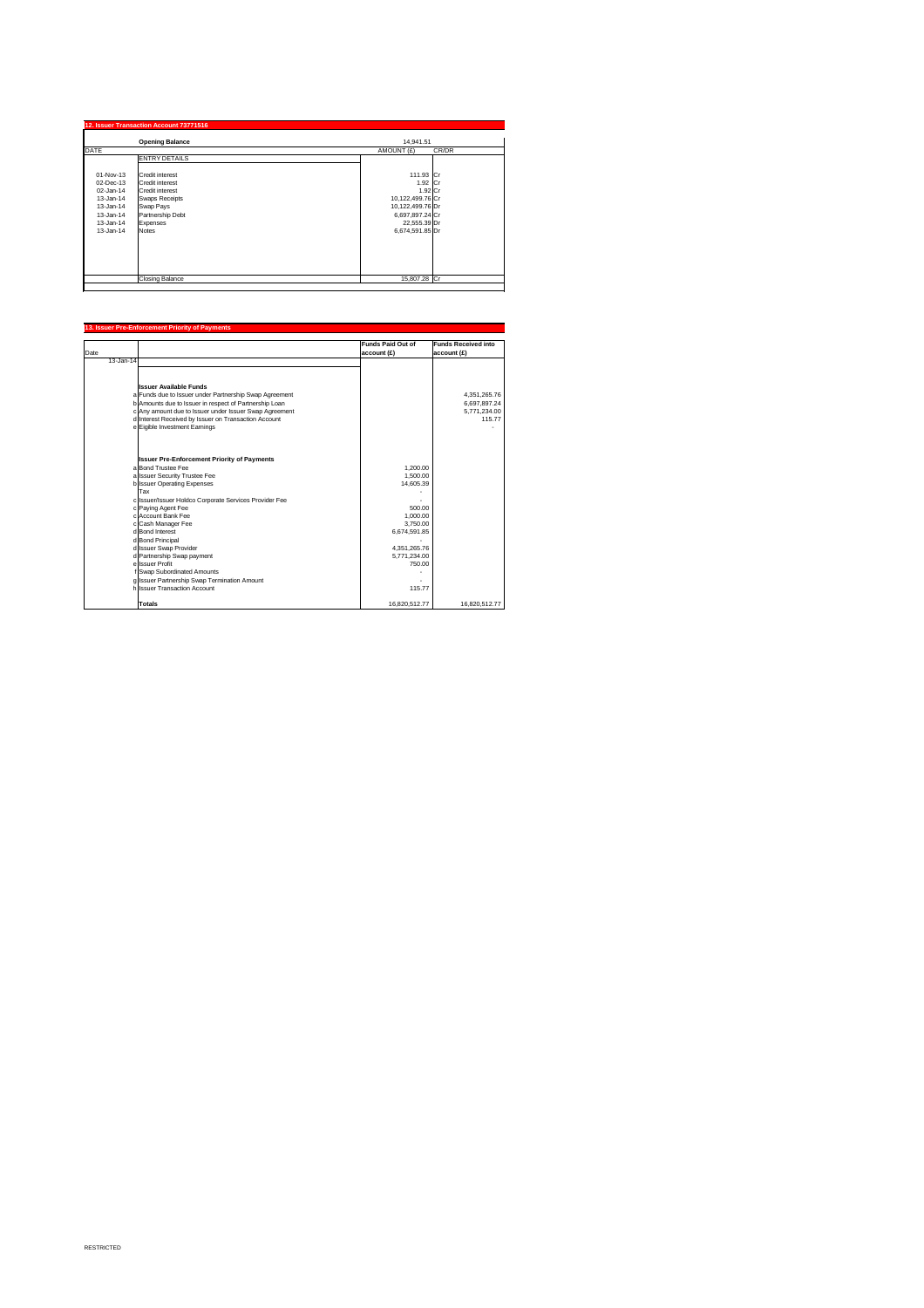## 12. Issuer Transaction Account 73771516

| DATE | Opening Balance | AMOUNT (£) | CR/DR |
|---|---|---|---|
| | | 14,941.51 | |
| | ENTRY DETAILS | | |
| 01-Nov-13 | Credit interest | 111.93 | Cr |
| 02-Dec-13 | Credit interest | 1.92 | Cr |
| 02-Jan-14 | Credit interest | 1.92 | Cr |
| 13-Jan-14 | Swaps Receipts | 10,122,499.76 | Cr |
| 13-Jan-14 | Swap Pays | 10,122,499.76 | Dr |
| 13-Jan-14 | Partnership Debt | 6,697,897.24 | Cr |
| 13-Jan-14 | Expenses | 22,555.39 | Dr |
| 13-Jan-14 | Notes | 6,674,591.85 | Dr |
| | Closing Balance | 15,807.28 | Cr |

## 13. Issuer Pre-Enforcement Priority of Payments

| Date | | | Funds Paid Out of account (£) | Funds Received into account (£) |
|---|---|---|---|---|
| 13-Jan-14 | | | | |
| | | **Issuer Available Funds** | | |
| | a | Funds due to Issuer under Partnership Swap Agreement | | 4,351,265.76 |
| | b | Amounts due to Issuer in respect of Partnership Loan | | 6,697,897.24 |
| | c | Any amount due to Issuer under Issuer Swap Agreement | | 5,771,234.00 |
| | d | Interest Received by Issuer on Transaction Account | | 115.77 |
| | e | Eigible Investment Earnings | | - |
| | | **Issuer Pre-Enforcement Priority of Payments** | | |
| | a | Bond Trustee Fee | 1,200.00 | |
| | a | Issuer Security Trustee Fee | 1,500.00 | |
| | b | Issuer Operating Expenses | 14,605.39 | |
| | | Tax | - | |
| | c | Issuer/Issuer Holdco Corporate Services Provider Fee | - | |
| | c | Paying Agent Fee | 500.00 | |
| | c | Account Bank Fee | 1,000.00 | |
| | c | Cash Manager Fee | 3,750.00 | |
| | d | Bond Interest | 6,674,591.85 | |
| | d | Bond Principal | - | |
| | d | Issuer Swap Provider | 4,351,265.76 | |
| | d | Partnership Swap payment | 5,771,234.00 | |
| | e | Issuer Profit | 750.00 | |
| | f | Swap Subordinated Amounts | - | |
| | g | Issuer Partnership Swap Termination Amount | - | |
| | h | Issuer Transaction Account | 115.77 | |
| | | **Totals** | 16,820,512.77 | 16,820,512.77 |

RESTRICTED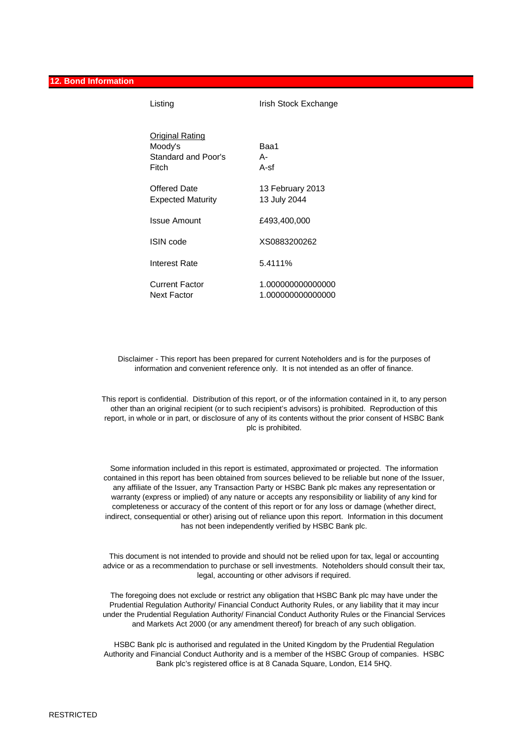## 12. Bond Information

| | |
|---|---|
| Listing | Irish Stock Exchange |
| <u>Original Rating</u> | |
| Moody's | Baa1 |
| Standard and Poor's | A- |
| Fitch | A-sf |
| Offered Date | 13 February 2013 |
| Expected Maturity | 13 July 2044 |
| Issue Amount | £493,400,000 |
| ISIN code | XS0883200262 |
| Interest Rate | 5.4111% |
| Current Factor | 1.000000000000000 |
| Next Factor | 1.000000000000000 |

Disclaimer - This report has been prepared for current Noteholders and is for the purposes of information and convenient reference only. It is not intended as an offer of finance.

This report is confidential. Distribution of this report, or of the information contained in it, to any person other than an original recipient (or to such recipient's advisors) is prohibited. Reproduction of this report, in whole or in part, or disclosure of any of its contents without the prior consent of HSBC Bank plc is prohibited.

Some information included in this report is estimated, approximated or projected. The information contained in this report has been obtained from sources believed to be reliable but none of the Issuer, any affiliate of the Issuer, any Transaction Party or HSBC Bank plc makes any representation or warranty (express or implied) of any nature or accepts any responsibility or liability of any kind for completeness or accuracy of the content of this report or for any loss or damage (whether direct, indirect, consequential or other) arising out of reliance upon this report. Information in this document has not been independently verified by HSBC Bank plc.

This document is not intended to provide and should not be relied upon for tax, legal or accounting advice or as a recommendation to purchase or sell investments. Noteholders should consult their tax, legal, accounting or other advisors if required.

The foregoing does not exclude or restrict any obligation that HSBC Bank plc may have under the Prudential Regulation Authority/ Financial Conduct Authority Rules, or any liability that it may incur under the Prudential Regulation Authority/ Financial Conduct Authority Rules or the Financial Services and Markets Act 2000 (or any amendment thereof) for breach of any such obligation.

HSBC Bank plc is authorised and regulated in the United Kingdom by the Prudential Regulation Authority and Financial Conduct Authority and is a member of the HSBC Group of companies. HSBC Bank plc's registered office is at 8 Canada Square, London, E14 5HQ.

RESTRICTED